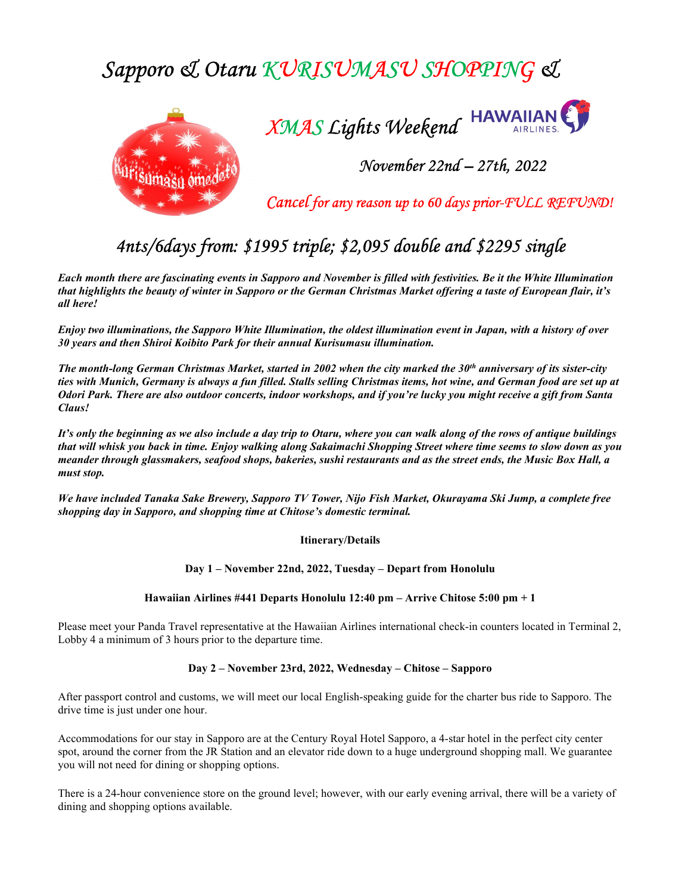# *Sapporo & Otaru KURISUMASU SHOPPING & XMAS Lights Weekend*

*November 22nd – 27th, 2022*

*Cancel for any reason up to 60 days prior-FULL REFUND!*

## *4nts/6days from: $1995 triple; $2,095 double and $2295 single*

***Each month there are fascinating events in Sapporo and November is filled with festivities. Be it the White Illumination that highlights the beauty of winter in Sapporo or the German Christmas Market offering a taste of European flair, it's all here!***

***Enjoy two illuminations, the Sapporo White Illumination, the oldest illumination event in Japan, with a history of over 30 years and then Shiroi Koibito Park for their annual Kurisumasu illumination.***

***The month-long German Christmas Market, started in 2002 when the city marked the 30th anniversary of its sister-city ties with Munich, Germany is always a fun filled. Stalls selling Christmas items, hot wine, and German food are set up at Odori Park. There are also outdoor concerts, indoor workshops, and if you're lucky you might receive a gift from Santa Claus!***

***It's only the beginning as we also include a day trip to Otaru, where you can walk along of the rows of antique buildings that will whisk you back in time. Enjoy walking along Sakaimachi Shopping Street where time seems to slow down as you meander through glassmakers, seafood shops, bakeries, sushi restaurants and as the street ends, the Music Box Hall, a must stop.***

***We have included Tanaka Sake Brewery, Sapporo TV Tower, Nijo Fish Market, Okurayama Ski Jump, a complete free shopping day in Sapporo, and shopping time at Chitose's domestic terminal.***

**Itinerary/Details**

**Day 1 – November 22nd, 2022, Tuesday – Depart from Honolulu**

**Hawaiian Airlines #441 Departs Honolulu 12:40 pm – Arrive Chitose 5:00 pm + 1**

Please meet your Panda Travel representative at the Hawaiian Airlines international check-in counters located in Terminal 2, Lobby 4 a minimum of 3 hours prior to the departure time.

**Day 2 – November 23rd, 2022, Wednesday – Chitose – Sapporo**

After passport control and customs, we will meet our local English-speaking guide for the charter bus ride to Sapporo. The drive time is just under one hour.

Accommodations for our stay in Sapporo are at the Century Royal Hotel Sapporo, a 4-star hotel in the perfect city center spot, around the corner from the JR Station and an elevator ride down to a huge underground shopping mall. We guarantee you will not need for dining or shopping options.

There is a 24-hour convenience store on the ground level; however, with our early evening arrival, there will be a variety of dining and shopping options available.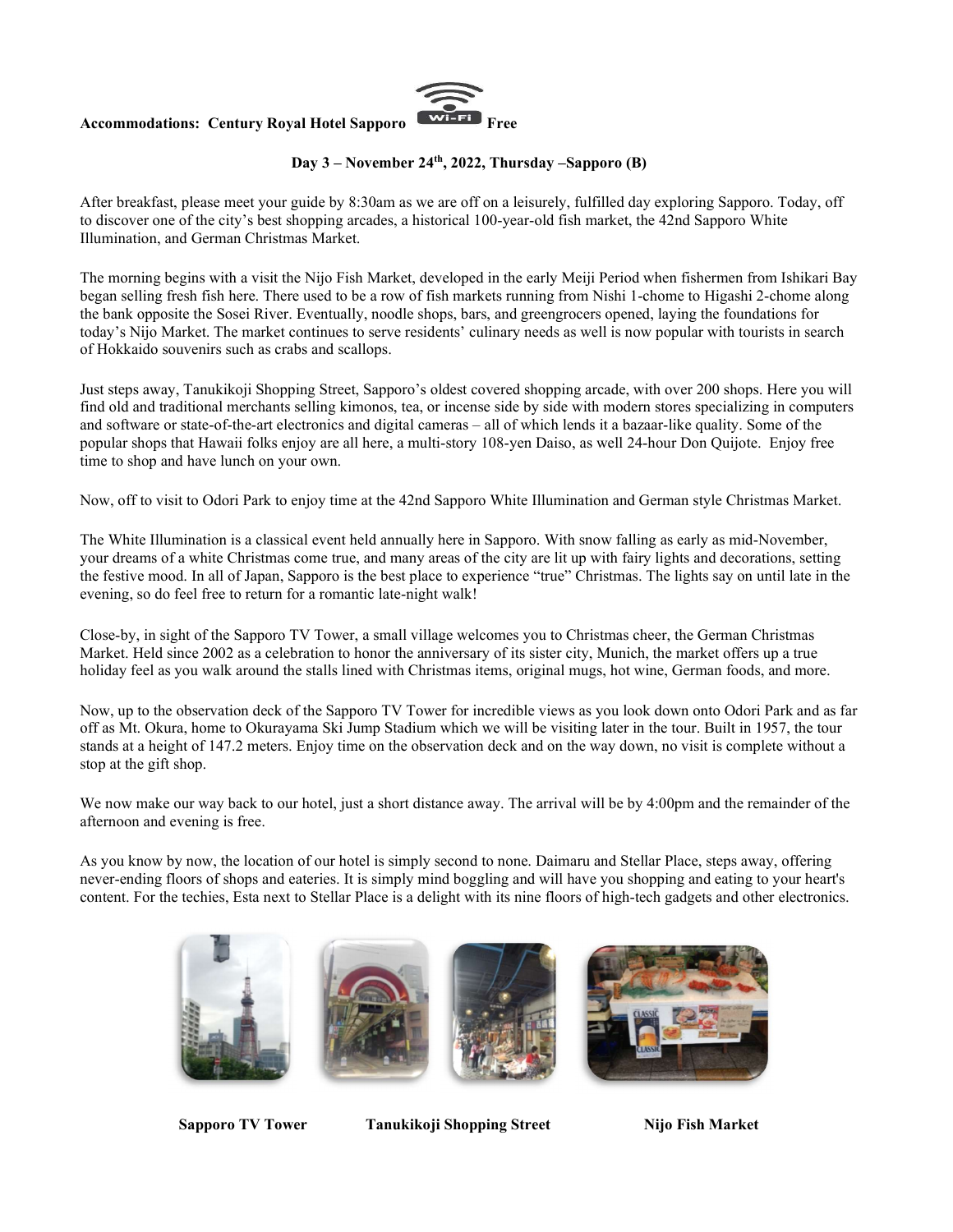**Accommodations: Century Royal Hotel Sapporo** Wi-Fi **Free**

**Day 3 – November 24th, 2022, Thursday –Sapporo (B)**

After breakfast, please meet your guide by 8:30am as we are off on a leisurely, fulfilled day exploring Sapporo. Today, off to discover one of the city's best shopping arcades, a historical 100-year-old fish market, the 42nd Sapporo White Illumination, and German Christmas Market.

The morning begins with a visit the Nijo Fish Market, developed in the early Meiji Period when fishermen from Ishikari Bay began selling fresh fish here. There used to be a row of fish markets running from Nishi 1-chome to Higashi 2-chome along the bank opposite the Sosei River. Eventually, noodle shops, bars, and greengrocers opened, laying the foundations for today's Nijo Market. The market continues to serve residents' culinary needs as well is now popular with tourists in search of Hokkaido souvenirs such as crabs and scallops.

Just steps away, Tanukikoji Shopping Street, Sapporo's oldest covered shopping arcade, with over 200 shops. Here you will find old and traditional merchants selling kimonos, tea, or incense side by side with modern stores specializing in computers and software or state-of-the-art electronics and digital cameras – all of which lends it a bazaar-like quality. Some of the popular shops that Hawaii folks enjoy are all here, a multi-story 108-yen Daiso, as well 24-hour Don Quijote. Enjoy free time to shop and have lunch on your own.

Now, off to visit to Odori Park to enjoy time at the 42nd Sapporo White Illumination and German style Christmas Market.

The White Illumination is a classical event held annually here in Sapporo. With snow falling as early as mid-November, your dreams of a white Christmas come true, and many areas of the city are lit up with fairy lights and decorations, setting the festive mood. In all of Japan, Sapporo is the best place to experience "true" Christmas. The lights say on until late in the evening, so do feel free to return for a romantic late-night walk!

Close-by, in sight of the Sapporo TV Tower, a small village welcomes you to Christmas cheer, the German Christmas Market. Held since 2002 as a celebration to honor the anniversary of its sister city, Munich, the market offers up a true holiday feel as you walk around the stalls lined with Christmas items, original mugs, hot wine, German foods, and more.

Now, up to the observation deck of the Sapporo TV Tower for incredible views as you look down onto Odori Park and as far off as Mt. Okura, home to Okurayama Ski Jump Stadium which we will be visiting later in the tour. Built in 1957, the tour stands at a height of 147.2 meters. Enjoy time on the observation deck and on the way down, no visit is complete without a stop at the gift shop.

We now make our way back to our hotel, just a short distance away. The arrival will be by 4:00pm and the remainder of the afternoon and evening is free.

As you know by now, the location of our hotel is simply second to none. Daimaru and Stellar Place, steps away, offering never-ending floors of shops and eateries. It is simply mind boggling and will have you shopping and eating to your heart's content. For the techies, Esta next to Stellar Place is a delight with its nine floors of high-tech gadgets and other electronics.

**Sapporo TV Tower** **Tanukikoji Shopping Street** **Nijo Fish Market**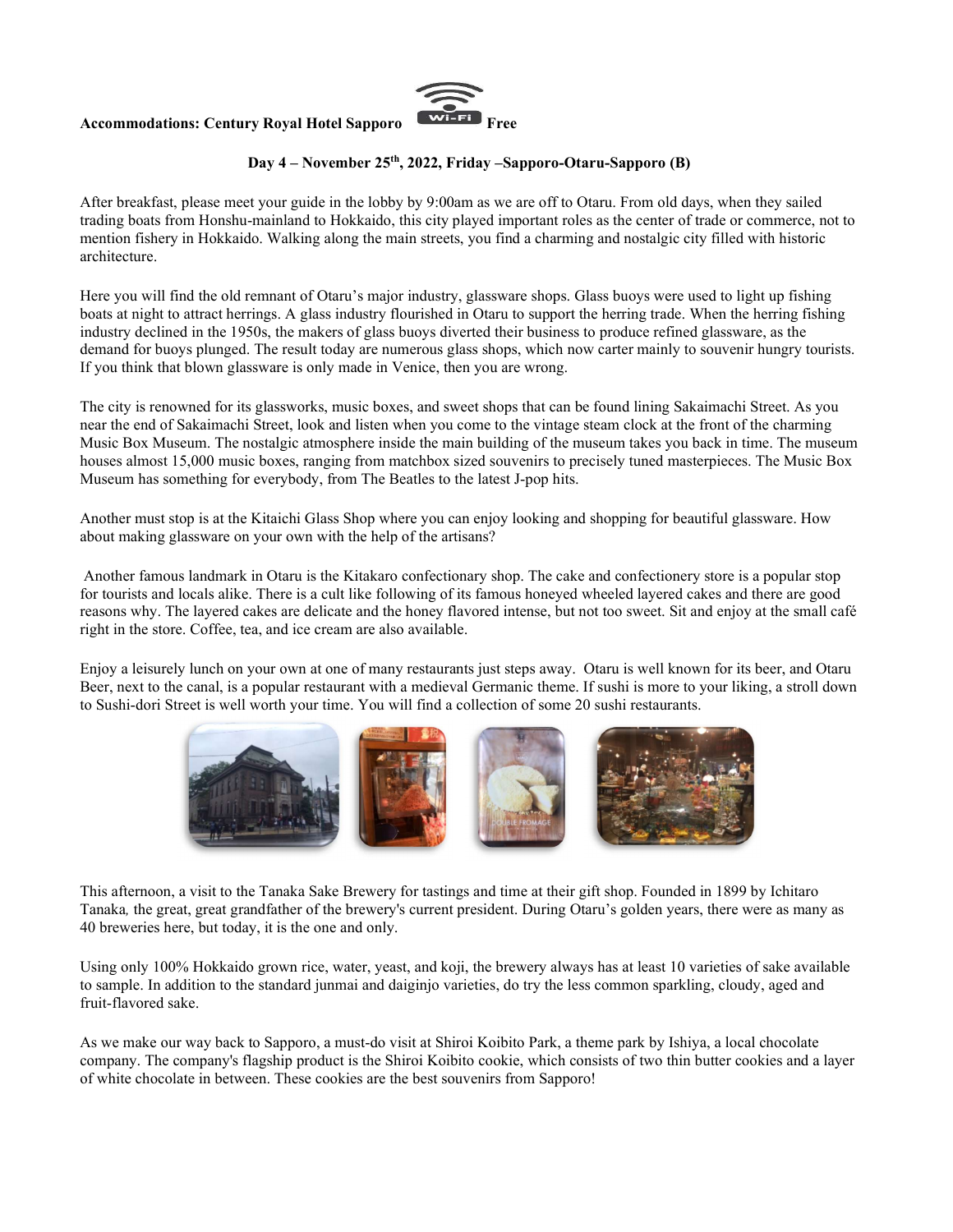**Accommodations: Century Royal Hotel Sapporo** Wi-Fi **Free**

**Day 4 – November 25th, 2022, Friday –Sapporo-Otaru-Sapporo (B)**

After breakfast, please meet your guide in the lobby by 9:00am as we are off to Otaru. From old days, when they sailed trading boats from Honshu-mainland to Hokkaido, this city played important roles as the center of trade or commerce, not to mention fishery in Hokkaido. Walking along the main streets, you find a charming and nostalgic city filled with historic architecture.

Here you will find the old remnant of Otaru's major industry, glassware shops. Glass buoys were used to light up fishing boats at night to attract herrings. A glass industry flourished in Otaru to support the herring trade. When the herring fishing industry declined in the 1950s, the makers of glass buoys diverted their business to produce refined glassware, as the demand for buoys plunged. The result today are numerous glass shops, which now carter mainly to souvenir hungry tourists. If you think that blown glassware is only made in Venice, then you are wrong.

The city is renowned for its glassworks, music boxes, and sweet shops that can be found lining Sakaimachi Street. As you near the end of Sakaimachi Street, look and listen when you come to the vintage steam clock at the front of the charming Music Box Museum. The nostalgic atmosphere inside the main building of the museum takes you back in time. The museum houses almost 15,000 music boxes, ranging from matchbox sized souvenirs to precisely tuned masterpieces. The Music Box Museum has something for everybody, from The Beatles to the latest J-pop hits.

Another must stop is at the Kitaichi Glass Shop where you can enjoy looking and shopping for beautiful glassware. How about making glassware on your own with the help of the artisans?

Another famous landmark in Otaru is the Kitakaro confectionary shop. The cake and confectionery store is a popular stop for tourists and locals alike. There is a cult like following of its famous honeyed wheeled layered cakes and there are good reasons why. The layered cakes are delicate and the honey flavored intense, but not too sweet. Sit and enjoy at the small café right in the store. Coffee, tea, and ice cream are also available.

Enjoy a leisurely lunch on your own at one of many restaurants just steps away. Otaru is well known for its beer, and Otaru Beer, next to the canal, is a popular restaurant with a medieval Germanic theme. If sushi is more to your liking, a stroll down to Sushi-dori Street is well worth your time. You will find a collection of some 20 sushi restaurants.

This afternoon, a visit to the Tanaka Sake Brewery for tastings and time at their gift shop. Founded in 1899 by Ichitaro Tanaka*,* the great, great grandfather of the brewery's current president. During Otaru's golden years, there were as many as 40 breweries here, but today, it is the one and only.

Using only 100% Hokkaido grown rice, water, yeast, and koji, the brewery always has at least 10 varieties of sake available to sample. In addition to the standard junmai and daiginjo varieties, do try the less common sparkling, cloudy, aged and fruit-flavored sake.

As we make our way back to Sapporo, a must-do visit at Shiroi Koibito Park, a theme park by Ishiya, a local chocolate company. The company's flagship product is the Shiroi Koibito cookie, which consists of two thin butter cookies and a layer of white chocolate in between. These cookies are the best souvenirs from Sapporo!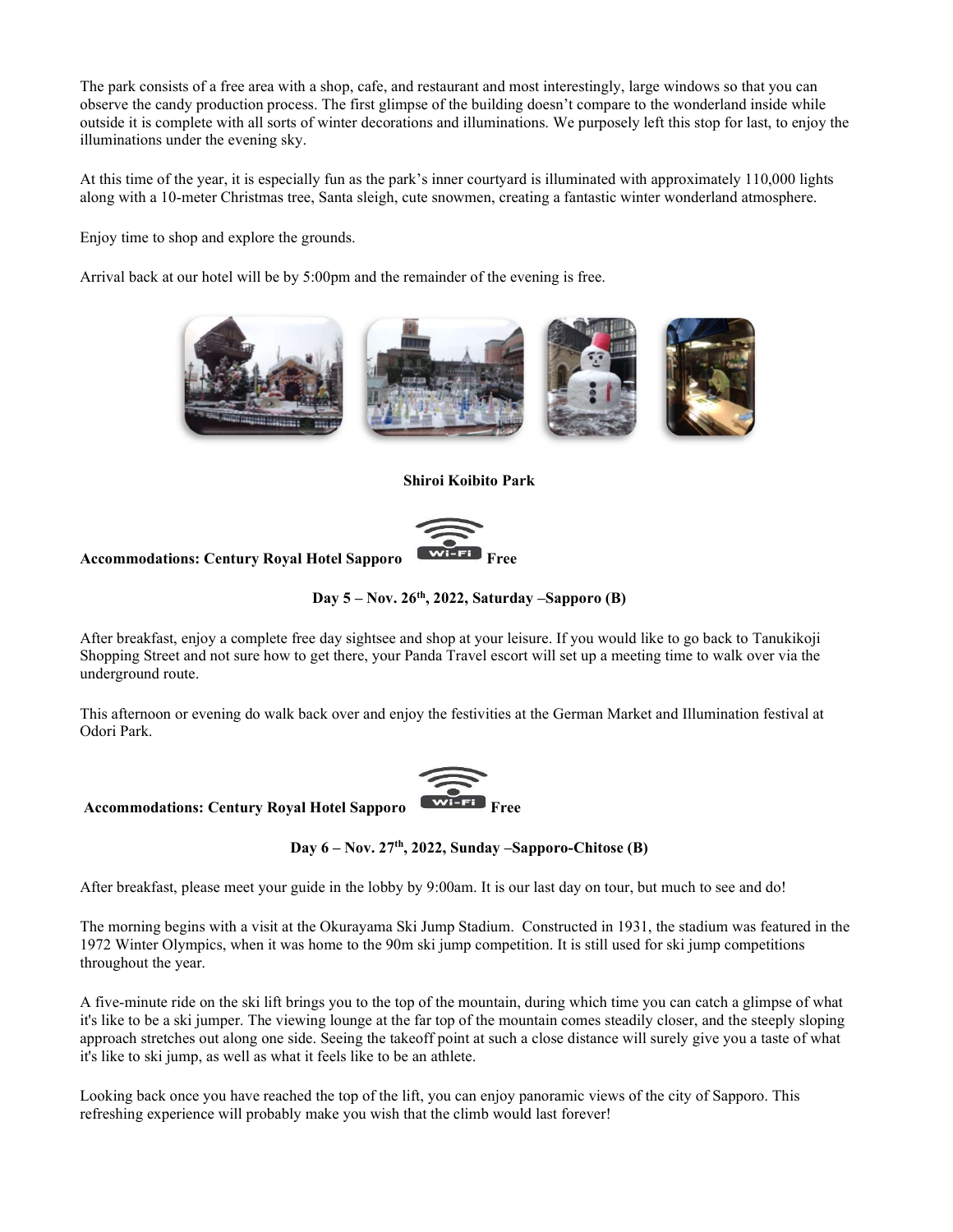The park consists of a free area with a shop, cafe, and restaurant and most interestingly, large windows so that you can observe the candy production process. The first glimpse of the building doesn't compare to the wonderland inside while outside it is complete with all sorts of winter decorations and illuminations. We purposely left this stop for last, to enjoy the illuminations under the evening sky.

At this time of the year, it is especially fun as the park's inner courtyard is illuminated with approximately 110,000 lights along with a 10-meter Christmas tree, Santa sleigh, cute snowmen, creating a fantastic winter wonderland atmosphere.

Enjoy time to shop and explore the grounds.

Arrival back at our hotel will be by 5:00pm and the remainder of the evening is free.

**Shiroi Koibito Park**

**Accommodations: Century Royal Hotel Sapporo Wi-Fi Free**

**Day 5 – Nov. 26th, 2022, Saturday –Sapporo (B)**

After breakfast, enjoy a complete free day sightsee and shop at your leisure. If you would like to go back to Tanukikoji Shopping Street and not sure how to get there, your Panda Travel escort will set up a meeting time to walk over via the underground route.

This afternoon or evening do walk back over and enjoy the festivities at the German Market and Illumination festival at Odori Park.

**Accommodations: Century Royal Hotel Sapporo Wi-Fi Free**

**Day 6 – Nov. 27th, 2022, Sunday –Sapporo-Chitose (B)**

After breakfast, please meet your guide in the lobby by 9:00am. It is our last day on tour, but much to see and do!

The morning begins with a visit at the Okurayama Ski Jump Stadium. Constructed in 1931, the stadium was featured in the 1972 Winter Olympics, when it was home to the 90m ski jump competition. It is still used for ski jump competitions throughout the year.

A five-minute ride on the ski lift brings you to the top of the mountain, during which time you can catch a glimpse of what it's like to be a ski jumper. The viewing lounge at the far top of the mountain comes steadily closer, and the steeply sloping approach stretches out along one side. Seeing the takeoff point at such a close distance will surely give you a taste of what it's like to ski jump, as well as what it feels like to be an athlete.

Looking back once you have reached the top of the lift, you can enjoy panoramic views of the city of Sapporo. This refreshing experience will probably make you wish that the climb would last forever!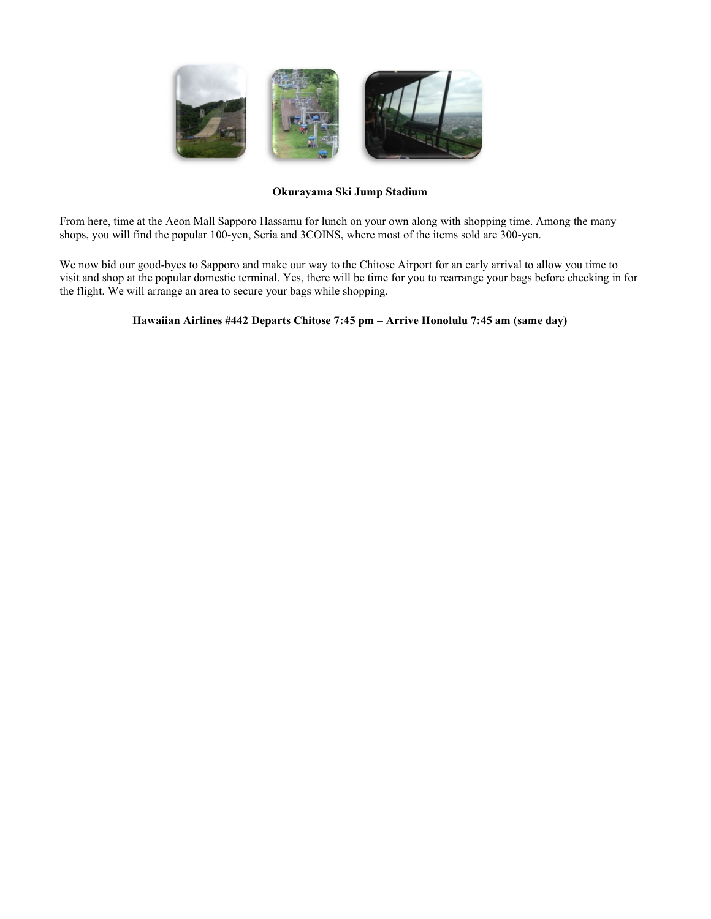**Okurayama Ski Jump Stadium**

From here, time at the Aeon Mall Sapporo Hassamu for lunch on your own along with shopping time. Among the many shops, you will find the popular 100-yen, Seria and 3COINS, where most of the items sold are 300-yen.

We now bid our good-byes to Sapporo and make our way to the Chitose Airport for an early arrival to allow you time to visit and shop at the popular domestic terminal. Yes, there will be time for you to rearrange your bags before checking in for the flight. We will arrange an area to secure your bags while shopping.

**Hawaiian Airlines #442 Departs Chitose 7:45 pm – Arrive Honolulu 7:45 am (same day)**